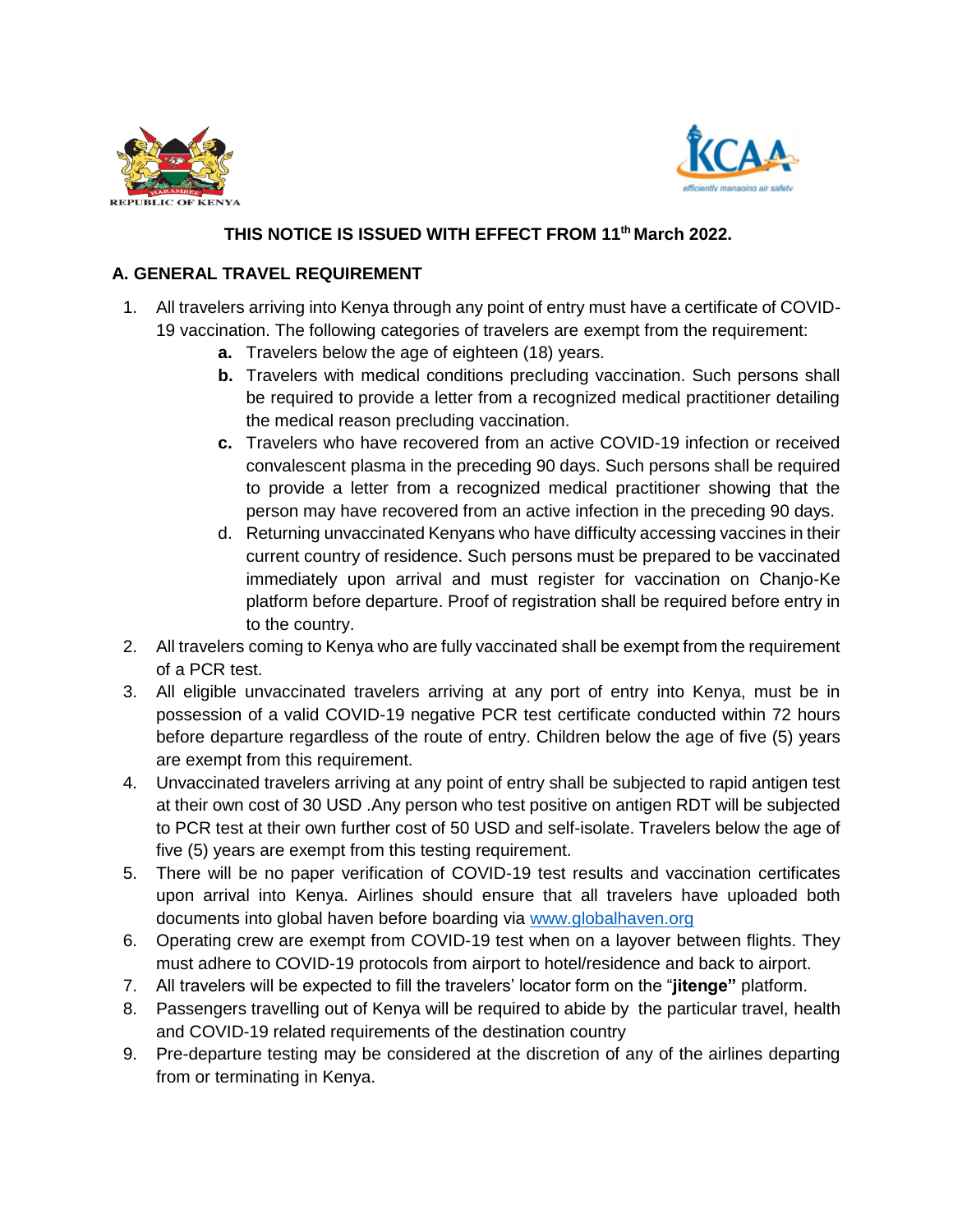REPUBLIC OF KENYA

KCAA
*efficiently managing air safety*

**THIS NOTICE IS ISSUED WITH EFFECT FROM 11th March 2022.**

## A. GENERAL TRAVEL REQUIREMENT

1. All travelers arriving into Kenya through any point of entry must have a certificate of COVID-19 vaccination. The following categories of travelers are exempt from the requirement:
   - **a.** Travelers below the age of eighteen (18) years.
   - **b.** Travelers with medical conditions precluding vaccination. Such persons shall be required to provide a letter from a recognized medical practitioner detailing the medical reason precluding vaccination.
   - **c.** Travelers who have recovered from an active COVID-19 infection or received convalescent plasma in the preceding 90 days. Such persons shall be required to provide a letter from a recognized medical practitioner showing that the person may have recovered from an active infection in the preceding 90 days.
   - d. Returning unvaccinated Kenyans who have difficulty accessing vaccines in their current country of residence. Such persons must be prepared to be vaccinated immediately upon arrival and must register for vaccination on Chanjo-Ke platform before departure. Proof of registration shall be required before entry in to the country.
2. All travelers coming to Kenya who are fully vaccinated shall be exempt from the requirement of a PCR test.
3. All eligible unvaccinated travelers arriving at any port of entry into Kenya, must be in possession of a valid COVID-19 negative PCR test certificate conducted within 72 hours before departure regardless of the route of entry. Children below the age of five (5) years are exempt from this requirement.
4. Unvaccinated travelers arriving at any point of entry shall be subjected to rapid antigen test at their own cost of 30 USD .Any person who test positive on antigen RDT will be subjected to PCR test at their own further cost of 50 USD and self-isolate. Travelers below the age of five (5) years are exempt from this testing requirement.
5. There will be no paper verification of COVID-19 test results and vaccination certificates upon arrival into Kenya. Airlines should ensure that all travelers have uploaded both documents into global haven before boarding via [www.globalhaven.org](www.globalhaven.org)
6. Operating crew are exempt from COVID-19 test when on a layover between flights. They must adhere to COVID-19 protocols from airport to hotel/residence and back to airport.
7. All travelers will be expected to fill the travelers' locator form on the "**jitenge"** platform.
8. Passengers travelling out of Kenya will be required to abide by the particular travel, health and COVID-19 related requirements of the destination country
9. Pre-departure testing may be considered at the discretion of any of the airlines departing from or terminating in Kenya.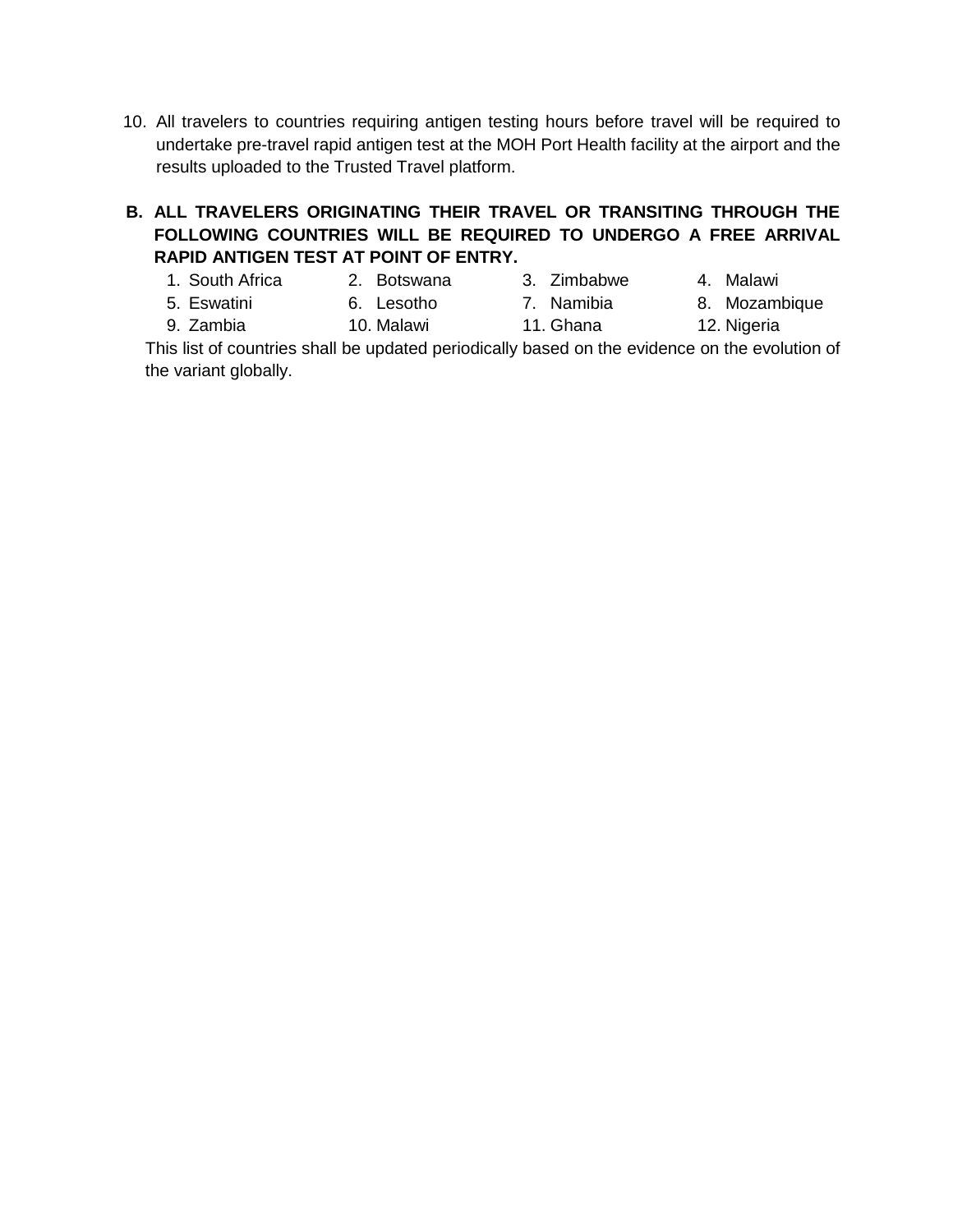10. All travelers to countries requiring antigen testing hours before travel will be required to undertake pre-travel rapid antigen test at the MOH Port Health facility at the airport and the results uploaded to the Trusted Travel platform.

**B. ALL TRAVELERS ORIGINATING THEIR TRAVEL OR TRANSITING THROUGH THE FOLLOWING COUNTRIES WILL BE REQUIRED TO UNDERGO A FREE ARRIVAL RAPID ANTIGEN TEST AT POINT OF ENTRY.**

1. South Africa
2. Botswana
3. Zimbabwe
4. Malawi
5. Eswatini
6. Lesotho
7. Namibia
8. Mozambique
9. Zambia
10. Malawi
11. Ghana
12. Nigeria

This list of countries shall be updated periodically based on the evidence on the evolution of the variant globally.